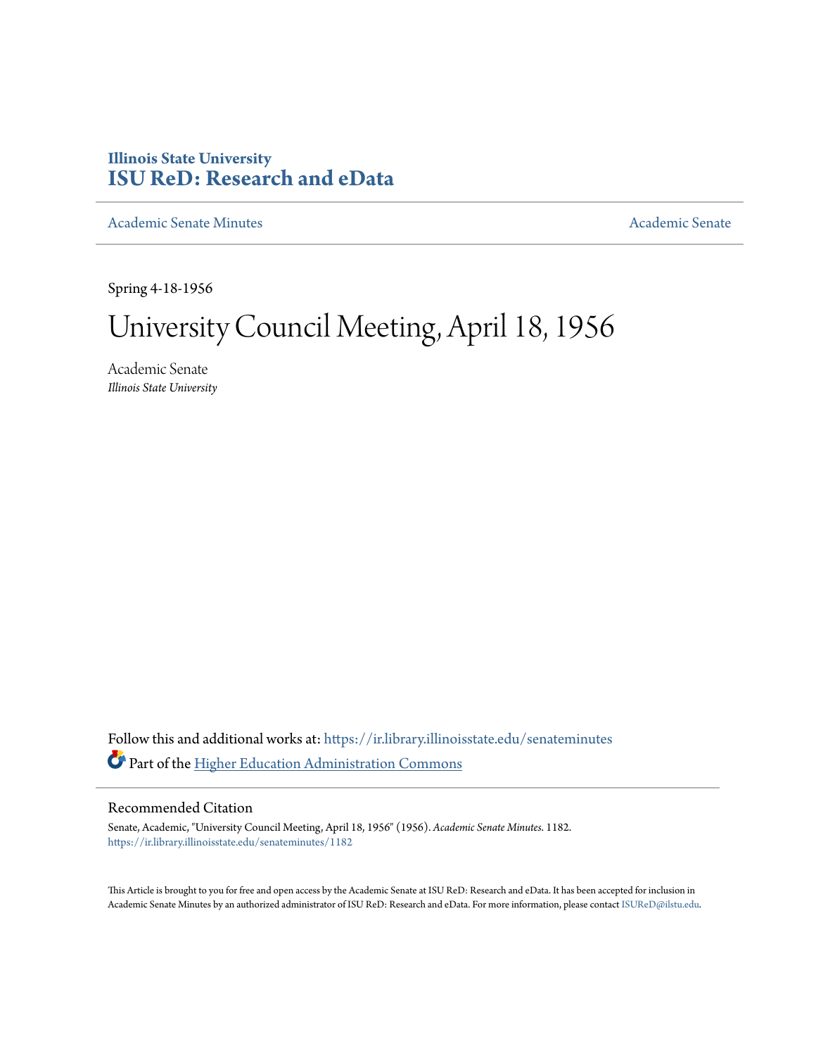Illinois State University

# ISU ReD: Research and eData

Academic Senate Minutes | Academic Senate

Spring 4-18-1956

# University Council Meeting, April 18, 1956

Academic Senate

*Illinois State University*

Follow this and additional works at: https://ir.library.illinoisstate.edu/senateminutes

Part of the Higher Education Administration Commons

## Recommended Citation

Senate, Academic, "University Council Meeting, April 18, 1956" (1956). *Academic Senate Minutes*. 1182.
https://ir.library.illinoisstate.edu/senateminutes/1182

This Article is brought to you for free and open access by the Academic Senate at ISU ReD: Research and eData. It has been accepted for inclusion in Academic Senate Minutes by an authorized administrator of ISU ReD: Research and eData. For more information, please contact ISUReD@ilstu.edu.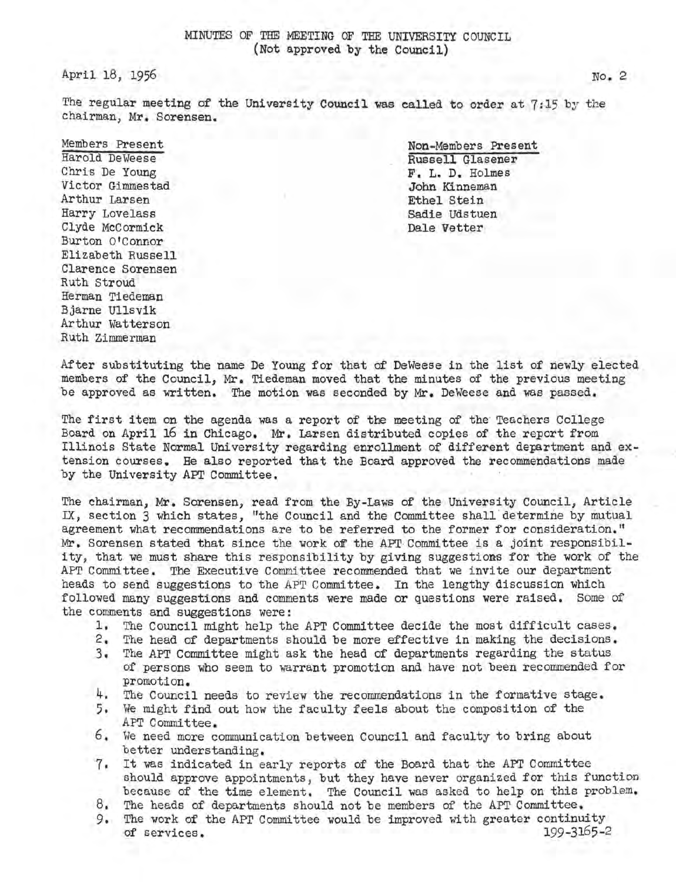MINUTES OF THE MEETING OF THE UNIVERSITY COUNCIL
(Not approved by the Council)

April 18, 1956 No. 2

The regular meeting of the University Council was called to order at 7:15 by the chairman, Mr. Sorensen.

**Members Present**
Harold DeWeese
Chris De Young
Victor Gimmestad
Arthur Larsen
Harry Lovelass
Clyde McCormick
Burton O'Connor
Elizabeth Russell
Clarence Sorensen
Ruth Stroud
Herman Tiedeman
Bjarne Ullsvik
Arthur Watterson
Ruth Zimmerman

**Non-Members Present**
Russell Glasener
F. L. D. Holmes
John Kinneman
Ethel Stein
Sadie Udstuen
Dale Vetter

After substituting the name De Young for that of DeWeese in the list of newly elected members of the Council, Mr. Tiedeman moved that the minutes of the previous meeting be approved as written. The motion was seconded by Mr. DeWeese and was passed.

The first item on the agenda was a report of the meeting of the Teachers College Board on April 16 in Chicago. Mr. Larsen distributed copies of the report from Illinois State Normal University regarding enrollment of different department and extension courses. He also reported that the Board approved the recommendations made by the University APT Committee.

The chairman, Mr. Sorensen, read from the By-Laws of the University Council, Article IX, section 3 which states, "the Council and the Committee shall determine by mutual agreement what recommendations are to be referred to the former for consideration." Mr. Sorensen stated that since the work of the APT Committee is a joint responsibility, that we must share this responsibility by giving suggestions for the work of the APT Committee. The Executive Committee recommended that we invite our department heads to send suggestions to the APT Committee. In the lengthy discussion which followed many suggestions and comments were made or questions were raised. Some of the comments and suggestions were:

1. The Council might help the APT Committee decide the most difficult cases.
2. The head of departments should be more effective in making the decisions.
3. The APT Committee might ask the head of departments regarding the status of persons who seem to warrant promotion and have not been recommended for promotion.
4. The Council needs to review the recommendations in the formative stage.
5. We might find out how the faculty feels about the composition of the APT Committee.
6. We need more communication between Council and faculty to bring about better understanding.
7. It was indicated in early reports of the Board that the APT Committee should approve appointments, but they have never organized for this function because of the time element. The Council was asked to help on this problem.
8. The heads of departments should not be members of the APT Committee.
9. The work of the APT Committee would be improved with greater continuity of services.

199-3165-2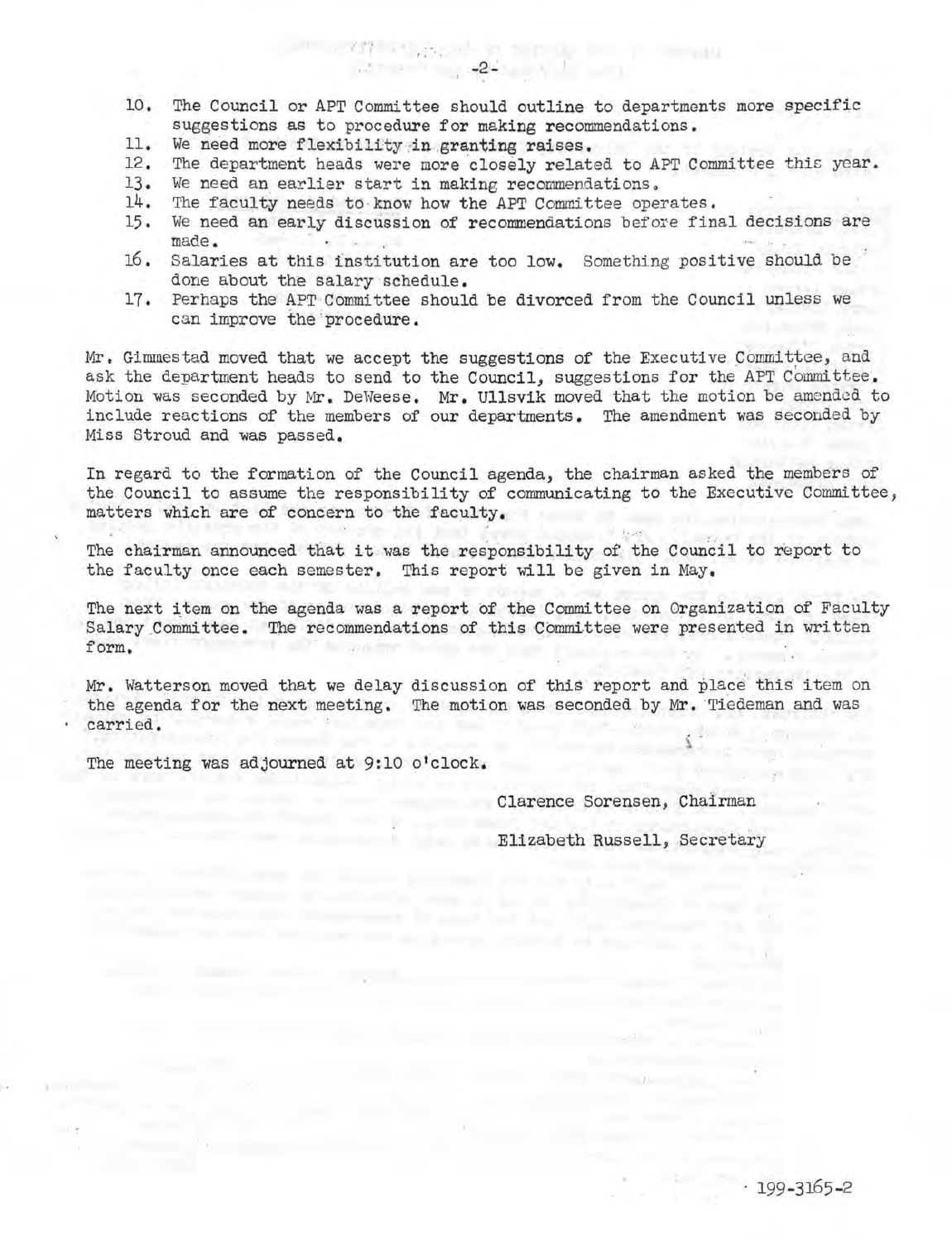10. The Council or APT Committee should outline to departments more specific suggestions as to procedure for making recommendations.
11. We need more flexibility in granting raises.
12. The department heads were more closely related to APT Committee this year.
13. We need an earlier start in making recommendations.
14. The faculty needs to know how the APT Committee operates.
15. We need an early discussion of recommendations before final decisions are made.
16. Salaries at this institution are too low. Something positive should be done about the salary schedule.
17. Perhaps the APT Committee should be divorced from the Council unless we can improve the procedure.

Mr. Gimmestad moved that we accept the suggestions of the Executive Committee, and ask the department heads to send to the Council, suggestions for the APT Committee. Motion was seconded by Mr. DeWeese. Mr. Ullsvik moved that the motion be amended to include reactions of the members of our departments. The amendment was seconded by Miss Stroud and was passed.

In regard to the formation of the Council agenda, the chairman asked the members of the Council to assume the responsibility of communicating to the Executive Committee, matters which are of concern to the faculty.

The chairman announced that it was the responsibility of the Council to report to the faculty once each semester. This report will be given in May.

The next item on the agenda was a report of the Committee on Organization of Faculty Salary Committee. The recommendations of this Committee were presented in written form.

Mr. Watterson moved that we delay discussion of this report and place this item on the agenda for the next meeting. The motion was seconded by Mr. Tiedeman and was carried.

The meeting was adjourned at 9:10 o'clock.

Clarence Sorensen, Chairman

Elizabeth Russell, Secretary

199-3165-2